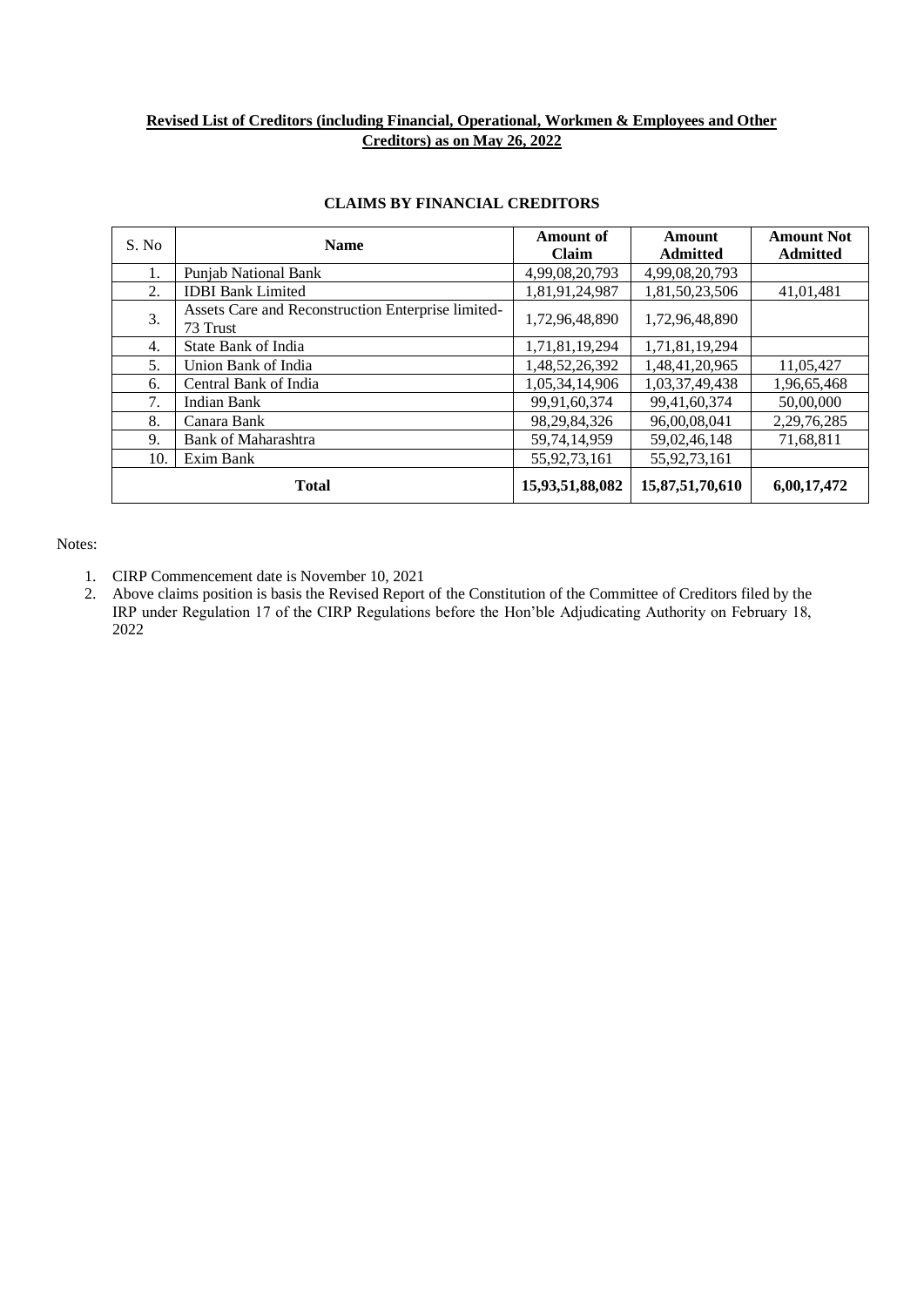**Revised List of Creditors (including Financial, Operational, Workmen & Employees and Other Creditors) as on May 26, 2022**

**CLAIMS BY FINANCIAL CREDITORS**

| S. No | Name | Amount of Claim | Amount Admitted | Amount Not Admitted |
|---|---|---|---|---|
| 1. | Punjab National Bank | 4,99,08,20,793 | 4,99,08,20,793 | |
| 2. | IDBI Bank Limited | 1,81,91,24,987 | 1,81,50,23,506 | 41,01,481 |
| 3. | Assets Care and Reconstruction Enterprise limited-73 Trust | 1,72,96,48,890 | 1,72,96,48,890 | |
| 4. | State Bank of India | 1,71,81,19,294 | 1,71,81,19,294 | |
| 5. | Union Bank of India | 1,48,52,26,392 | 1,48,41,20,965 | 11,05,427 |
| 6. | Central Bank of India | 1,05,34,14,906 | 1,03,37,49,438 | 1,96,65,468 |
| 7. | Indian Bank | 99,91,60,374 | 99,41,60,374 | 50,00,000 |
| 8. | Canara Bank | 98,29,84,326 | 96,00,08,041 | 2,29,76,285 |
| 9. | Bank of Maharashtra | 59,74,14,959 | 59,02,46,148 | 71,68,811 |
| 10. | Exim Bank | 55,92,73,161 | 55,92,73,161 | |
| **Total** | | **15,93,51,88,082** | **15,87,51,70,610** | **6,00,17,472** |

Notes:

1. CIRP Commencement date is November 10, 2021
2. Above claims position is basis the Revised Report of the Constitution of the Committee of Creditors filed by the IRP under Regulation 17 of the CIRP Regulations before the Hon'ble Adjudicating Authority on February 18, 2022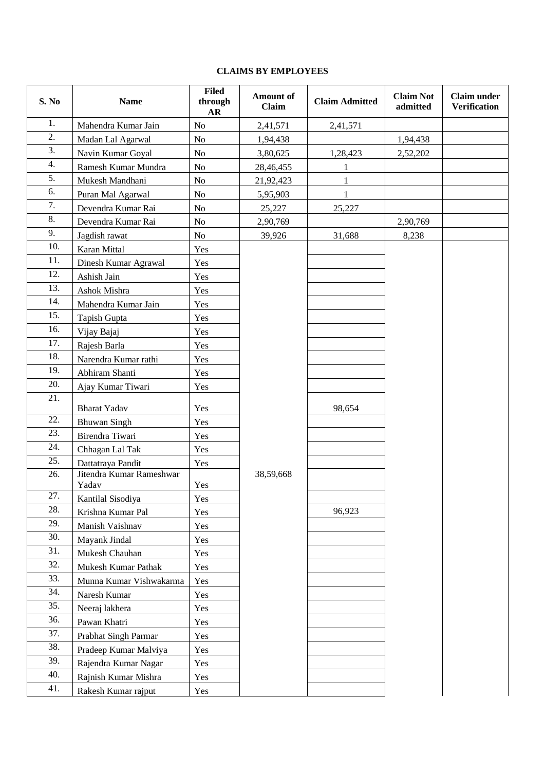**CLAIMS BY EMPLOYEES**

| S. No | Name | Filed through AR | Amount of Claim | Claim Admitted | Claim Not admitted | Claim under Verification |
|---|---|---|---|---|---|---|
| 1. | Mahendra Kumar Jain | No | 2,41,571 | 2,41,571 | | |
| 2. | Madan Lal Agarwal | No | 1,94,438 | | 1,94,438 | |
| 3. | Navin Kumar Goyal | No | 3,80,625 | 1,28,423 | 2,52,202 | |
| 4. | Ramesh Kumar Mundra | No | 28,46,455 | 1 | | |
| 5. | Mukesh Mandhani | No | 21,92,423 | 1 | | |
| 6. | Puran Mal Agarwal | No | 5,95,903 | 1 | | |
| 7. | Devendra Kumar Rai | No | 25,227 | 25,227 | | |
| 8. | Devendra Kumar Rai | No | 2,90,769 | | 2,90,769 | |
| 9. | Jagdish rawat | No | 39,926 | 31,688 | 8,238 | |
| 10. | Karan Mittal | Yes | 38,59,668 | | | |
| 11. | Dinesh Kumar Agrawal | Yes | | | | |
| 12. | Ashish Jain | Yes | | | | |
| 13. | Ashok Mishra | Yes | | | | |
| 14. | Mahendra Kumar Jain | Yes | | | | |
| 15. | Tapish Gupta | Yes | | | | |
| 16. | Vijay Bajaj | Yes | | | | |
| 17. | Rajesh Barla | Yes | | | | |
| 18. | Narendra Kumar rathi | Yes | | | | |
| 19. | Abhiram Shanti | Yes | | | | |
| 20. | Ajay Kumar Tiwari | Yes | | | | |
| 21. | Bharat Yadav | Yes | | 98,654 | | |
| 22. | Bhuwan Singh | Yes | | | | |
| 23. | Birendra Tiwari | Yes | | | | |
| 24. | Chhagan Lal Tak | Yes | | | | |
| 25. | Dattatraya Pandit | Yes | | | | |
| 26. | Jitendra Kumar Rameshwar Yadav | Yes | | | | |
| 27. | Kantilal Sisodiya | Yes | | | | |
| 28. | Krishna Kumar Pal | Yes | | 96,923 | | |
| 29. | Manish Vaishnav | Yes | | | | |
| 30. | Mayank Jindal | Yes | | | | |
| 31. | Mukesh Chauhan | Yes | | | | |
| 32. | Mukesh Kumar Pathak | Yes | | | | |
| 33. | Munna Kumar Vishwakarma | Yes | | | | |
| 34. | Naresh Kumar | Yes | | | | |
| 35. | Neeraj lakhera | Yes | | | | |
| 36. | Pawan Khatri | Yes | | | | |
| 37. | Prabhat Singh Parmar | Yes | | | | |
| 38. | Pradeep Kumar Malviya | Yes | | | | |
| 39. | Rajendra Kumar Nagar | Yes | | | | |
| 40. | Rajnish Kumar Mishra | Yes | | | | |
| 41. | Rakesh Kumar rajput | Yes | | | | |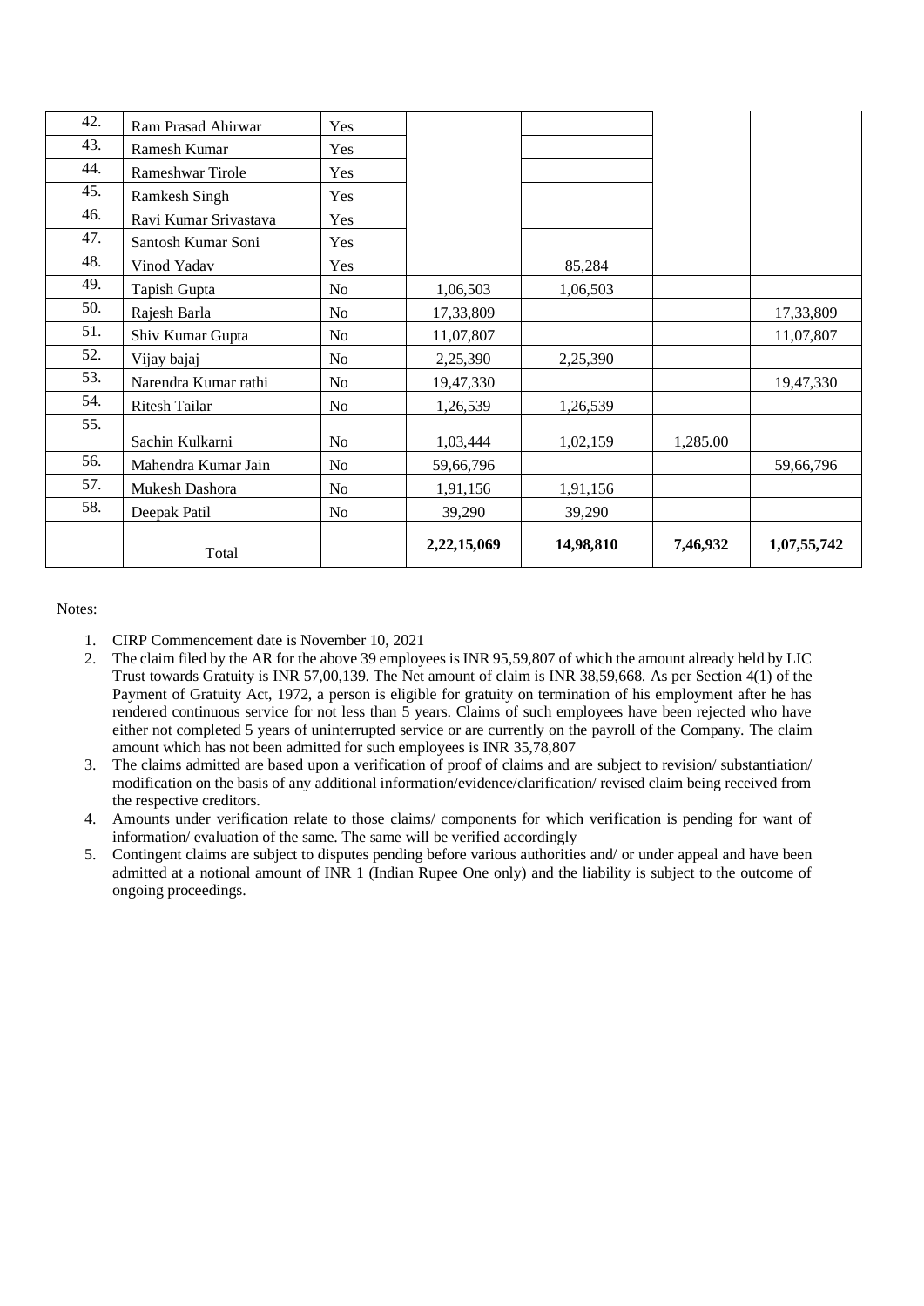| 42. | Ram Prasad Ahirwar | Yes | | | | |
|---|---|---|---|---|---|---|
| 43. | Ramesh Kumar | Yes | | | | |
| 44. | Rameshwar Tirole | Yes | | | | |
| 45. | Ramkesh Singh | Yes | | | | |
| 46. | Ravi Kumar Srivastava | Yes | | | | |
| 47. | Santosh Kumar Soni | Yes | | | | |
| 48. | Vinod Yadav | Yes | | 85,284 | | |
| 49. | Tapish Gupta | No | 1,06,503 | 1,06,503 | | |
| 50. | Rajesh Barla | No | 17,33,809 | | | 17,33,809 |
| 51. | Shiv Kumar Gupta | No | 11,07,807 | | | 11,07,807 |
| 52. | Vijay bajaj | No | 2,25,390 | 2,25,390 | | |
| 53. | Narendra Kumar rathi | No | 19,47,330 | | | 19,47,330 |
| 54. | Ritesh Tailar | No | 1,26,539 | 1,26,539 | | |
| 55. | Sachin Kulkarni | No | 1,03,444 | 1,02,159 | 1,285.00 | |
| 56. | Mahendra Kumar Jain | No | 59,66,796 | | | 59,66,796 |
| 57. | Mukesh Dashora | No | 1,91,156 | 1,91,156 | | |
| 58. | Deepak Patil | No | 39,290 | 39,290 | | |
| | Total | | **2,22,15,069** | **14,98,810** | **7,46,932** | **1,07,55,742** |

Notes:

1. CIRP Commencement date is November 10, 2021
2. The claim filed by the AR for the above 39 employees is INR 95,59,807 of which the amount already held by LIC Trust towards Gratuity is INR 57,00,139. The Net amount of claim is INR 38,59,668. As per Section 4(1) of the Payment of Gratuity Act, 1972, a person is eligible for gratuity on termination of his employment after he has rendered continuous service for not less than 5 years. Claims of such employees have been rejected who have either not completed 5 years of uninterrupted service or are currently on the payroll of the Company. The claim amount which has not been admitted for such employees is INR 35,78,807
3. The claims admitted are based upon a verification of proof of claims and are subject to revision/ substantiation/ modification on the basis of any additional information/evidence/clarification/ revised claim being received from the respective creditors.
4. Amounts under verification relate to those claims/ components for which verification is pending for want of information/ evaluation of the same. The same will be verified accordingly
5. Contingent claims are subject to disputes pending before various authorities and/ or under appeal and have been admitted at a notional amount of INR 1 (Indian Rupee One only) and the liability is subject to the outcome of ongoing proceedings.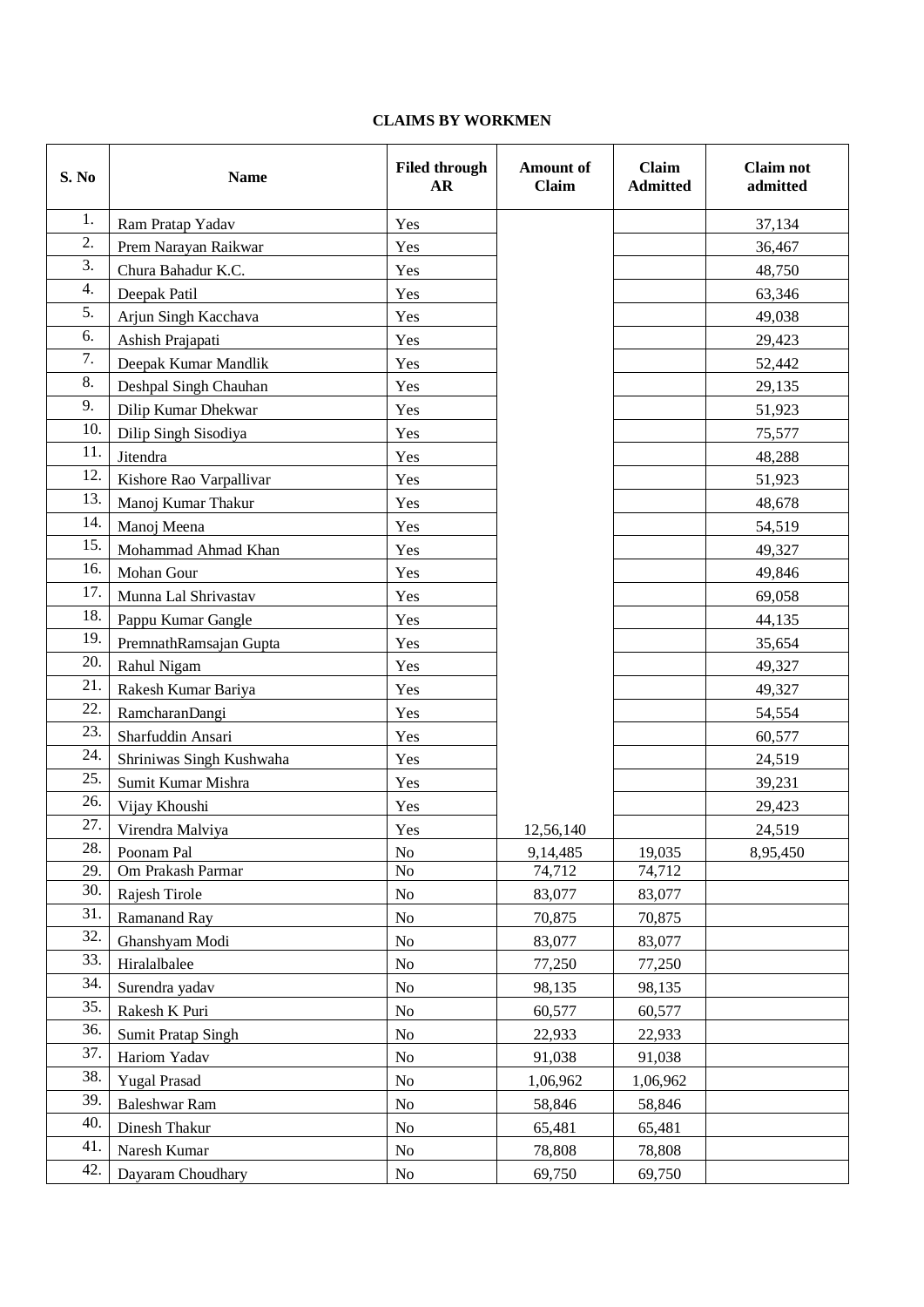**CLAIMS BY WORKMEN**

| S. No | Name | Filed through AR | Amount of Claim | Claim Admitted | Claim not admitted |
|---|---|---|---|---|---|
| 1. | Ram Pratap Yadav | Yes | | | 37,134 |
| 2. | Prem Narayan Raikwar | Yes | | | 36,467 |
| 3. | Chura Bahadur K.C. | Yes | | | 48,750 |
| 4. | Deepak Patil | Yes | | | 63,346 |
| 5. | Arjun Singh Kacchava | Yes | | | 49,038 |
| 6. | Ashish Prajapati | Yes | | | 29,423 |
| 7. | Deepak Kumar Mandlik | Yes | | | 52,442 |
| 8. | Deshpal Singh Chauhan | Yes | | | 29,135 |
| 9. | Dilip Kumar Dhekwar | Yes | | | 51,923 |
| 10. | Dilip Singh Sisodiya | Yes | | | 75,577 |
| 11. | Jitendra | Yes | | | 48,288 |
| 12. | Kishore Rao Varpallivar | Yes | | | 51,923 |
| 13. | Manoj Kumar Thakur | Yes | | | 48,678 |
| 14. | Manoj Meena | Yes | | | 54,519 |
| 15. | Mohammad Ahmad Khan | Yes | | | 49,327 |
| 16. | Mohan Gour | Yes | | | 49,846 |
| 17. | Munna Lal Shrivastav | Yes | | | 69,058 |
| 18. | Pappu Kumar Gangle | Yes | | | 44,135 |
| 19. | PremnathRamsajan Gupta | Yes | | | 35,654 |
| 20. | Rahul Nigam | Yes | | | 49,327 |
| 21. | Rakesh Kumar Bariya | Yes | | | 49,327 |
| 22. | RamcharanDangi | Yes | | | 54,554 |
| 23. | Sharfuddin Ansari | Yes | | | 60,577 |
| 24. | Shriniwas Singh Kushwaha | Yes | | | 24,519 |
| 25. | Sumit Kumar Mishra | Yes | | | 39,231 |
| 26. | Vijay Khoushi | Yes | | | 29,423 |
| 27. | Virendra Malviya | Yes | 12,56,140 | | 24,519 |
| 28. | Poonam Pal | No | 9,14,485 | 19,035 | 8,95,450 |
| 29. | Om Prakash Parmar | No | 74,712 | 74,712 | |
| 30. | Rajesh Tirole | No | 83,077 | 83,077 | |
| 31. | Ramanand Ray | No | 70,875 | 70,875 | |
| 32. | Ghanshyam Modi | No | 83,077 | 83,077 | |
| 33. | Hiralalbalee | No | 77,250 | 77,250 | |
| 34. | Surendra yadav | No | 98,135 | 98,135 | |
| 35. | Rakesh K Puri | No | 60,577 | 60,577 | |
| 36. | Sumit Pratap Singh | No | 22,933 | 22,933 | |
| 37. | Hariom Yadav | No | 91,038 | 91,038 | |
| 38. | Yugal Prasad | No | 1,06,962 | 1,06,962 | |
| 39. | Baleshwar Ram | No | 58,846 | 58,846 | |
| 40. | Dinesh Thakur | No | 65,481 | 65,481 | |
| 41. | Naresh Kumar | No | 78,808 | 78,808 | |
| 42. | Dayaram Choudhary | No | 69,750 | 69,750 | |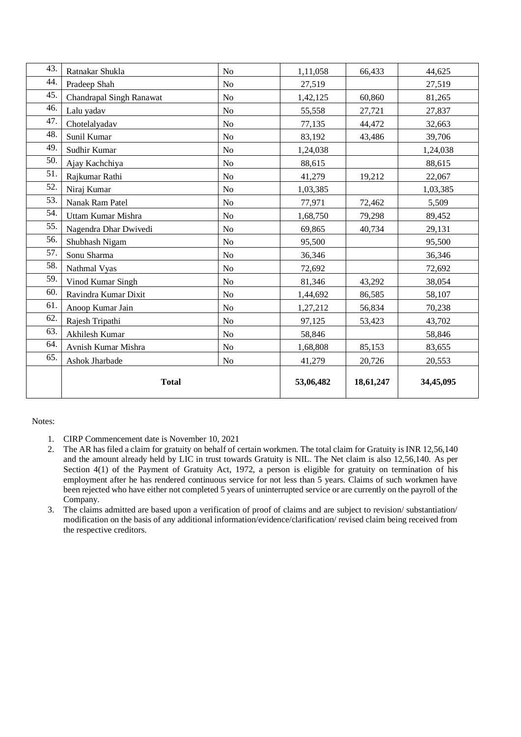| | | | | | |
|---|---|---|---|---|---|
| 43. | Ratnakar Shukla | No | 1,11,058 | 66,433 | 44,625 |
| 44. | Pradeep Shah | No | 27,519 | | 27,519 |
| 45. | Chandrapal Singh Ranawat | No | 1,42,125 | 60,860 | 81,265 |
| 46. | Lalu yadav | No | 55,558 | 27,721 | 27,837 |
| 47. | Chotelalyadav | No | 77,135 | 44,472 | 32,663 |
| 48. | Sunil Kumar | No | 83,192 | 43,486 | 39,706 |
| 49. | Sudhir Kumar | No | 1,24,038 | | 1,24,038 |
| 50. | Ajay Kachchiya | No | 88,615 | | 88,615 |
| 51. | Rajkumar Rathi | No | 41,279 | 19,212 | 22,067 |
| 52. | Niraj Kumar | No | 1,03,385 | | 1,03,385 |
| 53. | Nanak Ram Patel | No | 77,971 | 72,462 | 5,509 |
| 54. | Uttam Kumar Mishra | No | 1,68,750 | 79,298 | 89,452 |
| 55. | Nagendra Dhar Dwivedi | No | 69,865 | 40,734 | 29,131 |
| 56. | Shubhash Nigam | No | 95,500 | | 95,500 |
| 57. | Sonu Sharma | No | 36,346 | | 36,346 |
| 58. | Nathmal Vyas | No | 72,692 | | 72,692 |
| 59. | Vinod Kumar Singh | No | 81,346 | 43,292 | 38,054 |
| 60. | Ravindra Kumar Dixit | No | 1,44,692 | 86,585 | 58,107 |
| 61. | Anoop Kumar Jain | No | 1,27,212 | 56,834 | 70,238 |
| 62. | Rajesh Tripathi | No | 97,125 | 53,423 | 43,702 |
| 63. | Akhilesh Kumar | No | 58,846 | | 58,846 |
| 64. | Avnish Kumar Mishra | No | 1,68,808 | 85,153 | 83,655 |
| 65. | Ashok Jharbade | No | 41,279 | 20,726 | 20,553 |
| | **Total** | | **53,06,482** | **18,61,247** | **34,45,095** |

Notes:

1. CIRP Commencement date is November 10, 2021
2. The AR has filed a claim for gratuity on behalf of certain workmen. The total claim for Gratuity is INR 12,56,140 and the amount already held by LIC in trust towards Gratuity is NIL. The Net claim is also 12,56,140. As per Section 4(1) of the Payment of Gratuity Act, 1972, a person is eligible for gratuity on termination of his employment after he has rendered continuous service for not less than 5 years. Claims of such workmen have been rejected who have either not completed 5 years of uninterrupted service or are currently on the payroll of the Company.
3. The claims admitted are based upon a verification of proof of claims and are subject to revision/ substantiation/ modification on the basis of any additional information/evidence/clarification/ revised claim being received from the respective creditors.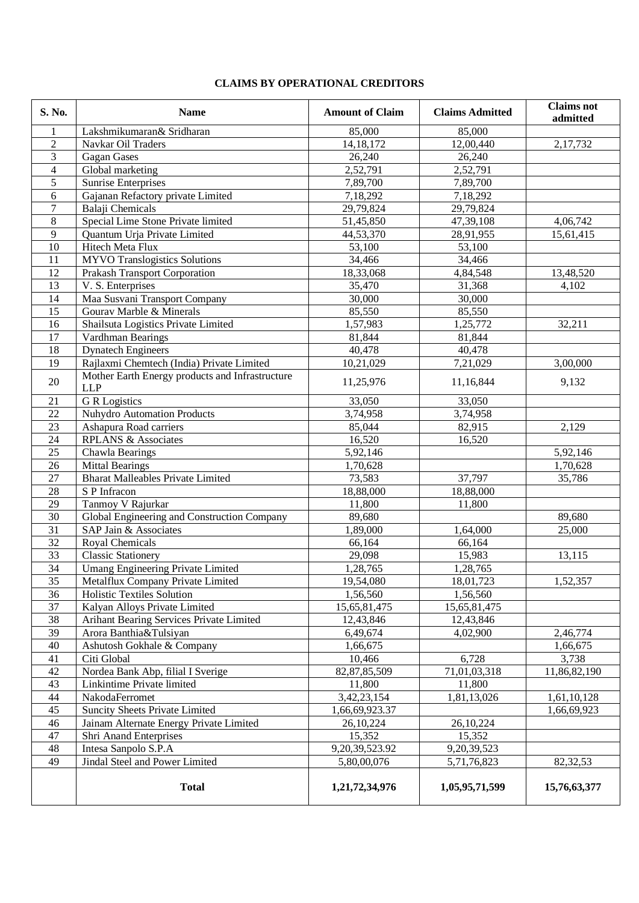**CLAIMS BY OPERATIONAL CREDITORS**

| S. No. | Name | Amount of Claim | Claims Admitted | Claims not admitted |
|---|---|---|---|---|
| 1 | Lakshmikumaran& Sridharan | 85,000 | 85,000 | |
| 2 | Navkar Oil Traders | 14,18,172 | 12,00,440 | 2,17,732 |
| 3 | Gagan Gases | 26,240 | 26,240 | |
| 4 | Global marketing | 2,52,791 | 2,52,791 | |
| 5 | Sunrise Enterprises | 7,89,700 | 7,89,700 | |
| 6 | Gajanan Refactory private Limited | 7,18,292 | 7,18,292 | |
| 7 | Balaji Chemicals | 29,79,824 | 29,79,824 | |
| 8 | Special Lime Stone Private limited | 51,45,850 | 47,39,108 | 4,06,742 |
| 9 | Quantum Urja Private Limited | 44,53,370 | 28,91,955 | 15,61,415 |
| 10 | Hitech Meta Flux | 53,100 | 53,100 | |
| 11 | MYVO Translogistics Solutions | 34,466 | 34,466 | |
| 12 | Prakash Transport Corporation | 18,33,068 | 4,84,548 | 13,48,520 |
| 13 | V. S. Enterprises | 35,470 | 31,368 | 4,102 |
| 14 | Maa Susvani Transport Company | 30,000 | 30,000 | |
| 15 | Gourav Marble & Minerals | 85,550 | 85,550 | |
| 16 | Shailsuta Logistics Private Limited | 1,57,983 | 1,25,772 | 32,211 |
| 17 | Vardhman Bearings | 81,844 | 81,844 | |
| 18 | Dynatech Engineers | 40,478 | 40,478 | |
| 19 | Rajlaxmi Chemtech (India) Private Limited | 10,21,029 | 7,21,029 | 3,00,000 |
| 20 | Mother Earth Energy products and Infrastructure LLP | 11,25,976 | 11,16,844 | 9,132 |
| 21 | G R Logistics | 33,050 | 33,050 | |
| 22 | Nuhydro Automation Products | 3,74,958 | 3,74,958 | |
| 23 | Ashapura Road carriers | 85,044 | 82,915 | 2,129 |
| 24 | RPLANS & Associates | 16,520 | 16,520 | |
| 25 | Chawla Bearings | 5,92,146 | | 5,92,146 |
| 26 | Mittal Bearings | 1,70,628 | | 1,70,628 |
| 27 | Bharat Malleables Private Limited | 73,583 | 37,797 | 35,786 |
| 28 | S P Infracon | 18,88,000 | 18,88,000 | |
| 29 | Tanmoy V Rajurkar | 11,800 | 11,800 | |
| 30 | Global Engineering and Construction Company | 89,680 | | 89,680 |
| 31 | SAP Jain & Associates | 1,89,000 | 1,64,000 | 25,000 |
| 32 | Royal Chemicals | 66,164 | 66,164 | |
| 33 | Classic Stationery | 29,098 | 15,983 | 13,115 |
| 34 | Umang Engineering Private Limited | 1,28,765 | 1,28,765 | |
| 35 | Metalflux Company Private Limited | 19,54,080 | 18,01,723 | 1,52,357 |
| 36 | Holistic Textiles Solution | 1,56,560 | 1,56,560 | |
| 37 | Kalyan Alloys Private Limited | 15,65,81,475 | 15,65,81,475 | |
| 38 | Arihant Bearing Services Private Limited | 12,43,846 | 12,43,846 | |
| 39 | Arora Banthia&Tulsiyan | 6,49,674 | 4,02,900 | 2,46,774 |
| 40 | Ashutosh Gokhale & Company | 1,66,675 | | 1,66,675 |
| 41 | Citi Global | 10,466 | 6,728 | 3,738 |
| 42 | Nordea Bank Abp, filial I Sverige | 82,87,85,509 | 71,01,03,318 | 11,86,82,190 |
| 43 | Linkintime Private limited | 11,800 | 11,800 | |
| 44 | NakodaFerromet | 3,42,23,154 | 1,81,13,026 | 1,61,10,128 |
| 45 | Suncity Sheets Private Limited | 1,66,69,923.37 | | 1,66,69,923 |
| 46 | Jainam Alternate Energy Private Limited | 26,10,224 | 26,10,224 | |
| 47 | Shri Anand Enterprises | 15,352 | 15,352 | |
| 48 | Intesa Sanpolo S.P.A | 9,20,39,523.92 | 9,20,39,523 | |
| 49 | Jindal Steel and Power Limited | 5,80,00,076 | 5,71,76,823 | 82,32,53 |
| | **Total** | **1,21,72,34,976** | **1,05,95,71,599** | **15,76,63,377** |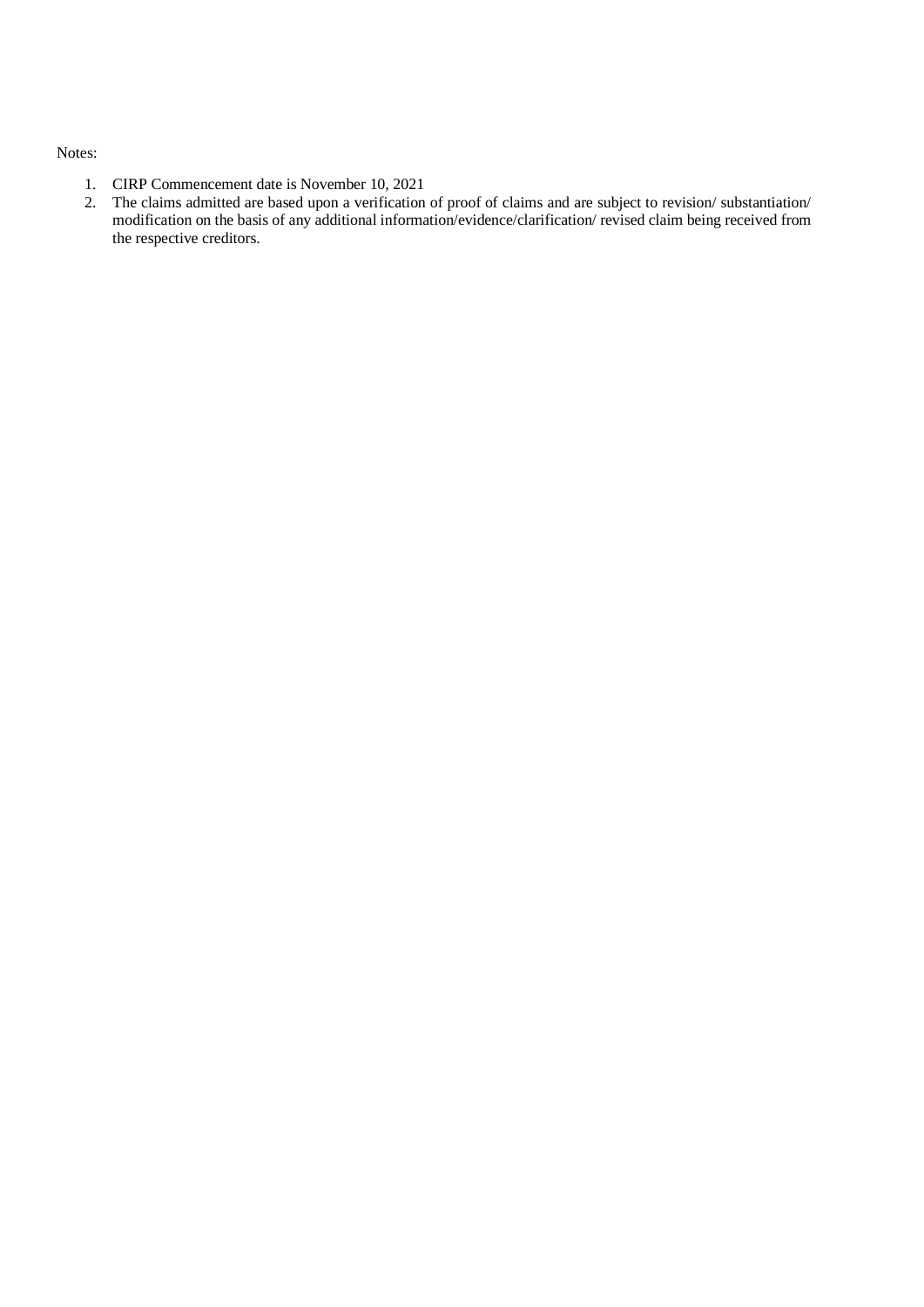Notes:

1. CIRP Commencement date is November 10, 2021
2. The claims admitted are based upon a verification of proof of claims and are subject to revision/ substantiation/ modification on the basis of any additional information/evidence/clarification/ revised claim being received from the respective creditors.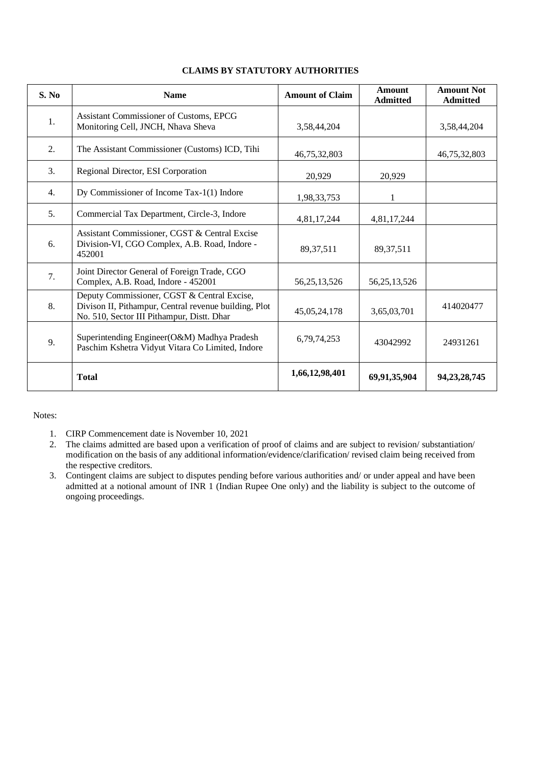**CLAIMS BY STATUTORY AUTHORITIES**

| S. No | Name | Amount of Claim | Amount Admitted | Amount Not Admitted |
|---|---|---|---|---|
| 1. | Assistant Commissioner of Customs, EPCG Monitoring Cell, JNCH, Nhava Sheva | 3,58,44,204 | | 3,58,44,204 |
| 2. | The Assistant Commissioner (Customs) ICD, Tihi | 46,75,32,803 | | 46,75,32,803 |
| 3. | Regional Director, ESI Corporation | 20,929 | 20,929 | |
| 4. | Dy Commissioner of Income Tax-1(1) Indore | 1,98,33,753 | 1 | |
| 5. | Commercial Tax Department, Circle-3, Indore | 4,81,17,244 | 4,81,17,244 | |
| 6. | Assistant Commissioner, CGST & Central Excise Division-VI, CGO Complex, A.B. Road, Indore - 452001 | 89,37,511 | 89,37,511 | |
| 7. | Joint Director General of Foreign Trade, CGO Complex, A.B. Road, Indore - 452001 | 56,25,13,526 | 56,25,13,526 | |
| 8. | Deputy Commissioner, CGST & Central Excise, Divison II, Pithampur, Central revenue building, Plot No. 510, Sector III Pithampur, Distt. Dhar | 45,05,24,178 | 3,65,03,701 | 414020477 |
| 9. | Superintending Engineer(O&M) Madhya Pradesh Paschim Kshetra Vidyut Vitara Co Limited, Indore | 6,79,74,253 | 43042992 | 24931261 |
| | **Total** | **1,66,12,98,401** | **69,91,35,904** | **94,23,28,745** |

Notes:

1. CIRP Commencement date is November 10, 2021
2. The claims admitted are based upon a verification of proof of claims and are subject to revision/ substantiation/ modification on the basis of any additional information/evidence/clarification/ revised claim being received from the respective creditors.
3. Contingent claims are subject to disputes pending before various authorities and/ or under appeal and have been admitted at a notional amount of INR 1 (Indian Rupee One only) and the liability is subject to the outcome of ongoing proceedings.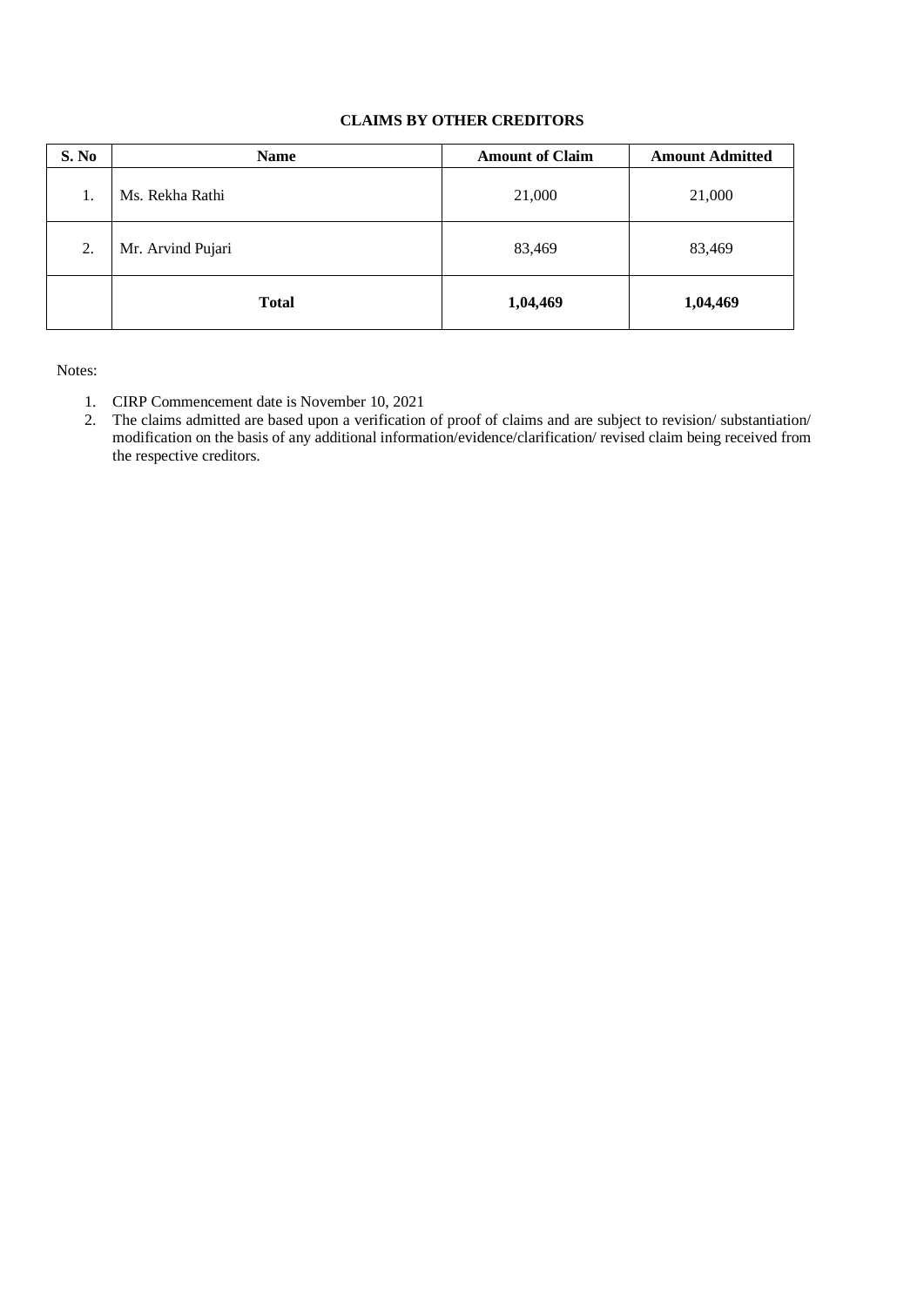**CLAIMS BY OTHER CREDITORS**

| S. No | Name | Amount of Claim | Amount Admitted |
|---|---|---|---|
| 1. | Ms. Rekha Rathi | 21,000 | 21,000 |
| 2. | Mr. Arvind Pujari | 83,469 | 83,469 |
| | **Total** | **1,04,469** | **1,04,469** |

Notes:

1. CIRP Commencement date is November 10, 2021
2. The claims admitted are based upon a verification of proof of claims and are subject to revision/ substantiation/ modification on the basis of any additional information/evidence/clarification/ revised claim being received from the respective creditors.